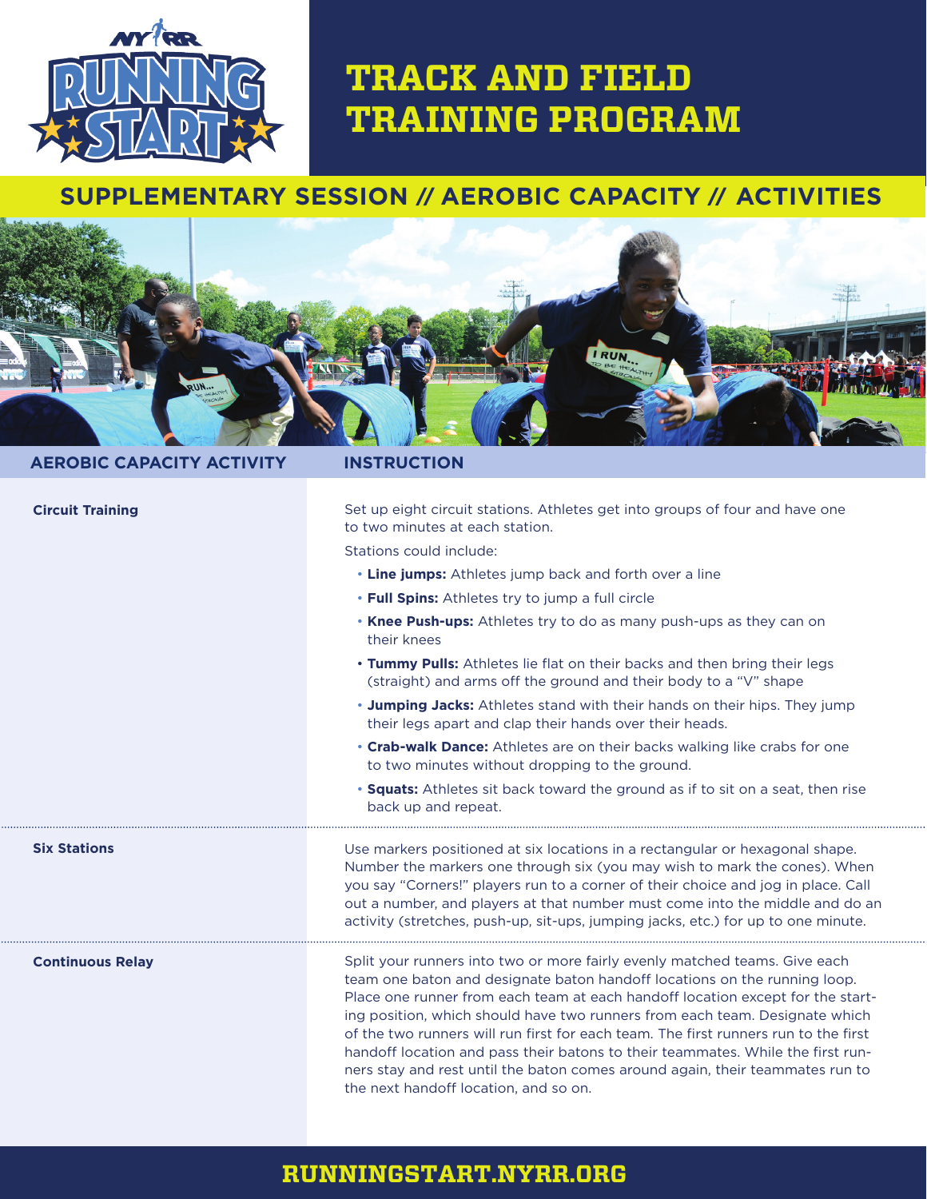# TRACK AND FIELD TRAINING PROGRAM

## SUPPLEMENTARY SESSION // AEROBIC CAPACITY // ACTIVITIES

| AEROBIC CAPACITY ACTIVITY | INSTRUCTION |
|---|---|
| **Circuit Training** | Set up eight circuit stations. Athletes get into groups of four and have one to two minutes at each station.<br><br>Stations could include:<br>• **Line jumps:** Athletes jump back and forth over a line<br>• **Full Spins:** Athletes try to jump a full circle<br>• **Knee Push-ups:** Athletes try to do as many push-ups as they can on their knees<br>• **Tummy Pulls:** Athletes lie flat on their backs and then bring their legs (straight) and arms off the ground and their body to a "V" shape<br>• **Jumping Jacks:** Athletes stand with their hands on their hips. They jump their legs apart and clap their hands over their heads.<br>• **Crab-walk Dance:** Athletes are on their backs walking like crabs for one to two minutes without dropping to the ground.<br>• **Squats:** Athletes sit back toward the ground as if to sit on a seat, then rise back up and repeat. |
| **Six Stations** | Use markers positioned at six locations in a rectangular or hexagonal shape. Number the markers one through six (you may wish to mark the cones). When you say "Corners!" players run to a corner of their choice and jog in place. Call out a number, and players at that number must come into the middle and do an activity (stretches, push-up, sit-ups, jumping jacks, etc.) for up to one minute. |
| **Continuous Relay** | Split your runners into two or more fairly evenly matched teams. Give each team one baton and designate baton handoff locations on the running loop. Place one runner from each team at each handoff location except for the starting position, which should have two runners from each team. Designate which of the two runners will run first for each team. The first runners run to the first handoff location and pass their batons to their teammates. While the first runners stay and rest until the baton comes around again, their teammates run to the next handoff location, and so on. |

**RUNNINGSTART.NYRR.ORG**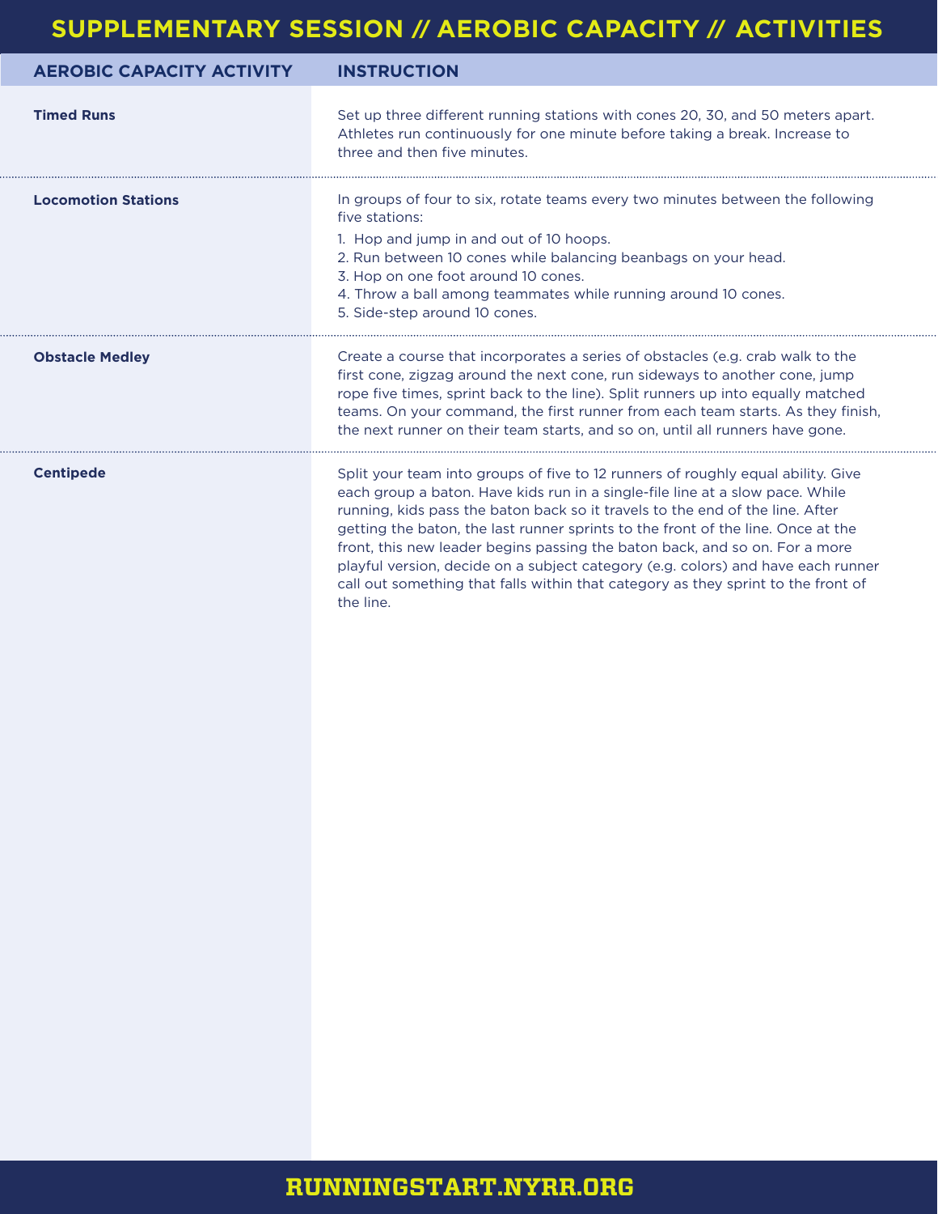# SUPPLEMENTARY SESSION // AEROBIC CAPACITY // ACTIVITIES

| AEROBIC CAPACITY ACTIVITY | INSTRUCTION |
|---|---|
| **Timed Runs** | Set up three different running stations with cones 20, 30, and 50 meters apart. Athletes run continuously for one minute before taking a break. Increase to three and then five minutes. |
| **Locomotion Stations** | In groups of four to six, rotate teams every two minutes between the following five stations:<br>1. Hop and jump in and out of 10 hoops.<br>2. Run between 10 cones while balancing beanbags on your head.<br>3. Hop on one foot around 10 cones.<br>4. Throw a ball among teammates while running around 10 cones.<br>5. Side-step around 10 cones. |
| **Obstacle Medley** | Create a course that incorporates a series of obstacles (e.g. crab walk to the first cone, zigzag around the next cone, run sideways to another cone, jump rope five times, sprint back to the line). Split runners up into equally matched teams. On your command, the first runner from each team starts. As they finish, the next runner on their team starts, and so on, until all runners have gone. |
| **Centipede** | Split your team into groups of five to 12 runners of roughly equal ability. Give each group a baton. Have kids run in a single-file line at a slow pace. While running, kids pass the baton back so it travels to the end of the line. After getting the baton, the last runner sprints to the front of the line. Once at the front, this new leader begins passing the baton back, and so on. For a more playful version, decide on a subject category (e.g. colors) and have each runner call out something that falls within that category as they sprint to the front of the line. |

RUNNINGSTART.NYRR.ORG